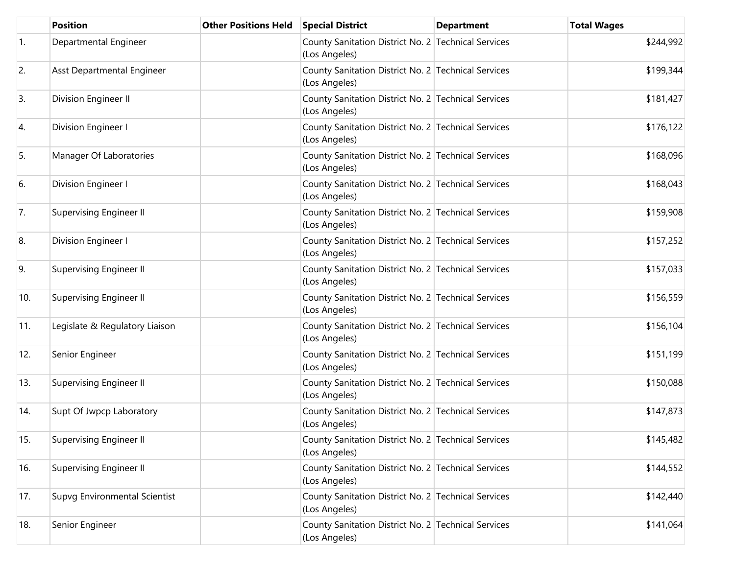| | Position | Other Positions Held | Special District | Department | Total Wages |
|---|---|---|---|---|---|
| 1. | Departmental Engineer | | County Sanitation District No. 2 (Los Angeles) | Technical Services | $244,992 |
| 2. | Asst Departmental Engineer | | County Sanitation District No. 2 (Los Angeles) | Technical Services | $199,344 |
| 3. | Division Engineer II | | County Sanitation District No. 2 (Los Angeles) | Technical Services | $181,427 |
| 4. | Division Engineer I | | County Sanitation District No. 2 (Los Angeles) | Technical Services | $176,122 |
| 5. | Manager Of Laboratories | | County Sanitation District No. 2 (Los Angeles) | Technical Services | $168,096 |
| 6. | Division Engineer I | | County Sanitation District No. 2 (Los Angeles) | Technical Services | $168,043 |
| 7. | Supervising Engineer II | | County Sanitation District No. 2 (Los Angeles) | Technical Services | $159,908 |
| 8. | Division Engineer I | | County Sanitation District No. 2 (Los Angeles) | Technical Services | $157,252 |
| 9. | Supervising Engineer II | | County Sanitation District No. 2 (Los Angeles) | Technical Services | $157,033 |
| 10. | Supervising Engineer II | | County Sanitation District No. 2 (Los Angeles) | Technical Services | $156,559 |
| 11. | Legislate & Regulatory Liaison | | County Sanitation District No. 2 (Los Angeles) | Technical Services | $156,104 |
| 12. | Senior Engineer | | County Sanitation District No. 2 (Los Angeles) | Technical Services | $151,199 |
| 13. | Supervising Engineer II | | County Sanitation District No. 2 (Los Angeles) | Technical Services | $150,088 |
| 14. | Supt Of Jwpcp Laboratory | | County Sanitation District No. 2 (Los Angeles) | Technical Services | $147,873 |
| 15. | Supervising Engineer II | | County Sanitation District No. 2 (Los Angeles) | Technical Services | $145,482 |
| 16. | Supervising Engineer II | | County Sanitation District No. 2 (Los Angeles) | Technical Services | $144,552 |
| 17. | Supvg Environmental Scientist | | County Sanitation District No. 2 (Los Angeles) | Technical Services | $142,440 |
| 18. | Senior Engineer | | County Sanitation District No. 2 (Los Angeles) | Technical Services | $141,064 |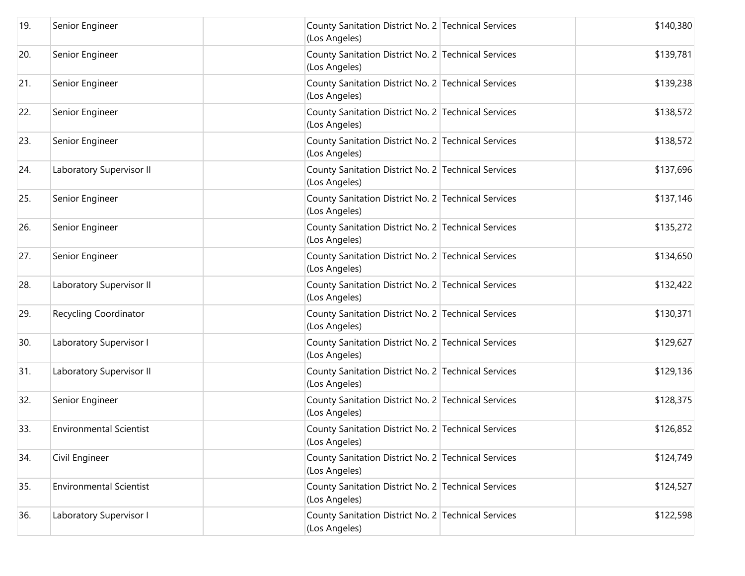| | | | | | |
|---|---|---|---|---|---|
| 19. | Senior Engineer | | County Sanitation District No. 2 (Los Angeles) | Technical Services | $140,380 |
| 20. | Senior Engineer | | County Sanitation District No. 2 (Los Angeles) | Technical Services | $139,781 |
| 21. | Senior Engineer | | County Sanitation District No. 2 (Los Angeles) | Technical Services | $139,238 |
| 22. | Senior Engineer | | County Sanitation District No. 2 (Los Angeles) | Technical Services | $138,572 |
| 23. | Senior Engineer | | County Sanitation District No. 2 (Los Angeles) | Technical Services | $138,572 |
| 24. | Laboratory Supervisor II | | County Sanitation District No. 2 (Los Angeles) | Technical Services | $137,696 |
| 25. | Senior Engineer | | County Sanitation District No. 2 (Los Angeles) | Technical Services | $137,146 |
| 26. | Senior Engineer | | County Sanitation District No. 2 (Los Angeles) | Technical Services | $135,272 |
| 27. | Senior Engineer | | County Sanitation District No. 2 (Los Angeles) | Technical Services | $134,650 |
| 28. | Laboratory Supervisor II | | County Sanitation District No. 2 (Los Angeles) | Technical Services | $132,422 |
| 29. | Recycling Coordinator | | County Sanitation District No. 2 (Los Angeles) | Technical Services | $130,371 |
| 30. | Laboratory Supervisor I | | County Sanitation District No. 2 (Los Angeles) | Technical Services | $129,627 |
| 31. | Laboratory Supervisor II | | County Sanitation District No. 2 (Los Angeles) | Technical Services | $129,136 |
| 32. | Senior Engineer | | County Sanitation District No. 2 (Los Angeles) | Technical Services | $128,375 |
| 33. | Environmental Scientist | | County Sanitation District No. 2 (Los Angeles) | Technical Services | $126,852 |
| 34. | Civil Engineer | | County Sanitation District No. 2 (Los Angeles) | Technical Services | $124,749 |
| 35. | Environmental Scientist | | County Sanitation District No. 2 (Los Angeles) | Technical Services | $124,527 |
| 36. | Laboratory Supervisor I | | County Sanitation District No. 2 (Los Angeles) | Technical Services | $122,598 |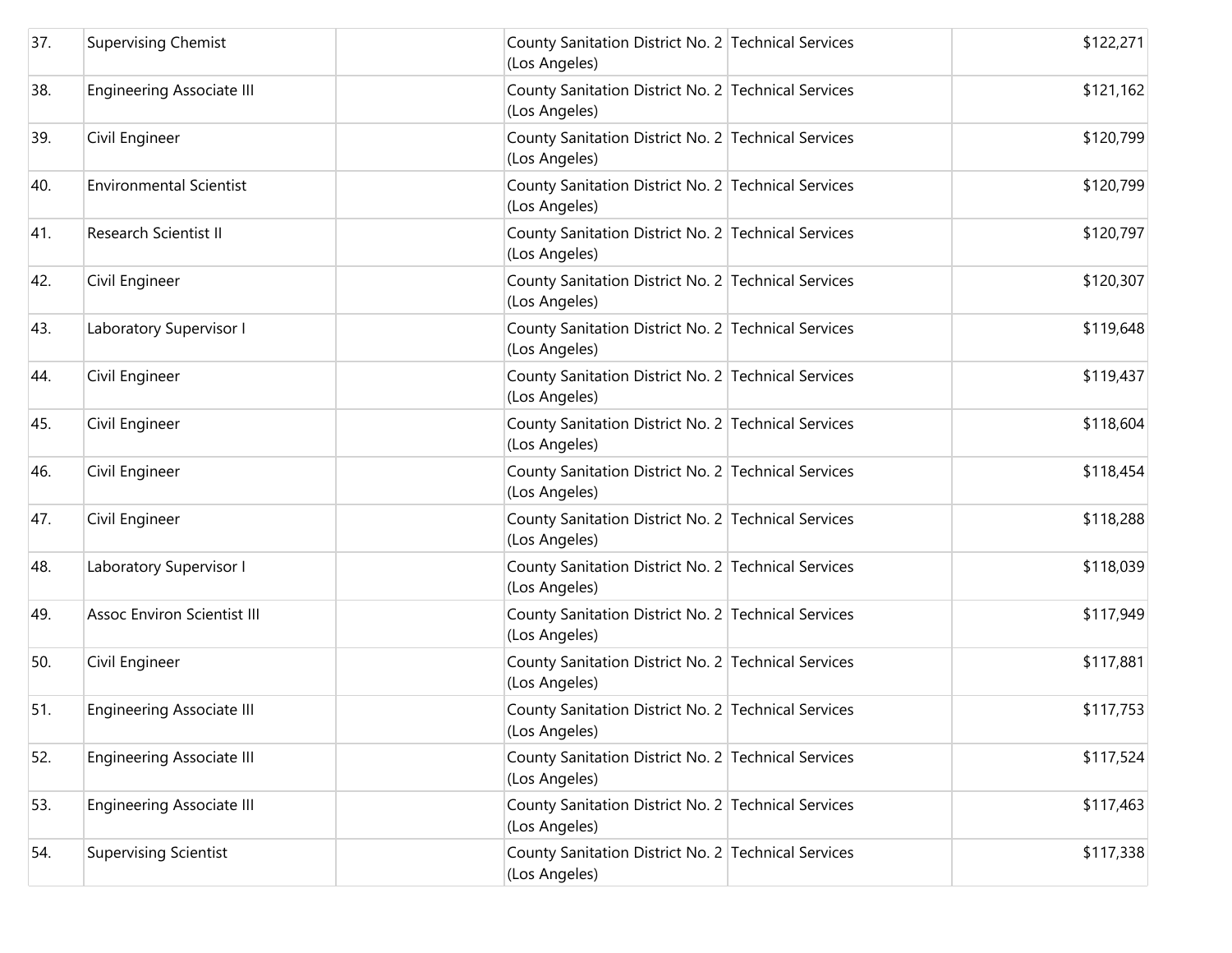| 37. | Supervising Chemist | | County Sanitation District No. 2 (Los Angeles) | Technical Services | $122,271 |
|---|---|---|---|---|---|
| 38. | Engineering Associate III | | County Sanitation District No. 2 (Los Angeles) | Technical Services | $121,162 |
| 39. | Civil Engineer | | County Sanitation District No. 2 (Los Angeles) | Technical Services | $120,799 |
| 40. | Environmental Scientist | | County Sanitation District No. 2 (Los Angeles) | Technical Services | $120,799 |
| 41. | Research Scientist II | | County Sanitation District No. 2 (Los Angeles) | Technical Services | $120,797 |
| 42. | Civil Engineer | | County Sanitation District No. 2 (Los Angeles) | Technical Services | $120,307 |
| 43. | Laboratory Supervisor I | | County Sanitation District No. 2 (Los Angeles) | Technical Services | $119,648 |
| 44. | Civil Engineer | | County Sanitation District No. 2 (Los Angeles) | Technical Services | $119,437 |
| 45. | Civil Engineer | | County Sanitation District No. 2 (Los Angeles) | Technical Services | $118,604 |
| 46. | Civil Engineer | | County Sanitation District No. 2 (Los Angeles) | Technical Services | $118,454 |
| 47. | Civil Engineer | | County Sanitation District No. 2 (Los Angeles) | Technical Services | $118,288 |
| 48. | Laboratory Supervisor I | | County Sanitation District No. 2 (Los Angeles) | Technical Services | $118,039 |
| 49. | Assoc Environ Scientist III | | County Sanitation District No. 2 (Los Angeles) | Technical Services | $117,949 |
| 50. | Civil Engineer | | County Sanitation District No. 2 (Los Angeles) | Technical Services | $117,881 |
| 51. | Engineering Associate III | | County Sanitation District No. 2 (Los Angeles) | Technical Services | $117,753 |
| 52. | Engineering Associate III | | County Sanitation District No. 2 (Los Angeles) | Technical Services | $117,524 |
| 53. | Engineering Associate III | | County Sanitation District No. 2 (Los Angeles) | Technical Services | $117,463 |
| 54. | Supervising Scientist | | County Sanitation District No. 2 (Los Angeles) | Technical Services | $117,338 |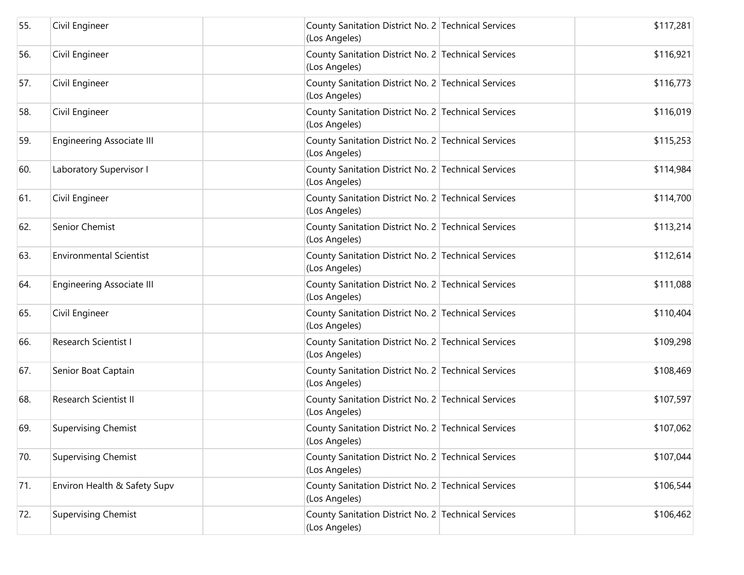| | | | | | |
|---|---|---|---|---|---|
| 55. | Civil Engineer | | County Sanitation District No. 2 (Los Angeles) | Technical Services | $117,281 |
| 56. | Civil Engineer | | County Sanitation District No. 2 (Los Angeles) | Technical Services | $116,921 |
| 57. | Civil Engineer | | County Sanitation District No. 2 (Los Angeles) | Technical Services | $116,773 |
| 58. | Civil Engineer | | County Sanitation District No. 2 (Los Angeles) | Technical Services | $116,019 |
| 59. | Engineering Associate III | | County Sanitation District No. 2 (Los Angeles) | Technical Services | $115,253 |
| 60. | Laboratory Supervisor I | | County Sanitation District No. 2 (Los Angeles) | Technical Services | $114,984 |
| 61. | Civil Engineer | | County Sanitation District No. 2 (Los Angeles) | Technical Services | $114,700 |
| 62. | Senior Chemist | | County Sanitation District No. 2 (Los Angeles) | Technical Services | $113,214 |
| 63. | Environmental Scientist | | County Sanitation District No. 2 (Los Angeles) | Technical Services | $112,614 |
| 64. | Engineering Associate III | | County Sanitation District No. 2 (Los Angeles) | Technical Services | $111,088 |
| 65. | Civil Engineer | | County Sanitation District No. 2 (Los Angeles) | Technical Services | $110,404 |
| 66. | Research Scientist I | | County Sanitation District No. 2 (Los Angeles) | Technical Services | $109,298 |
| 67. | Senior Boat Captain | | County Sanitation District No. 2 (Los Angeles) | Technical Services | $108,469 |
| 68. | Research Scientist II | | County Sanitation District No. 2 (Los Angeles) | Technical Services | $107,597 |
| 69. | Supervising Chemist | | County Sanitation District No. 2 (Los Angeles) | Technical Services | $107,062 |
| 70. | Supervising Chemist | | County Sanitation District No. 2 (Los Angeles) | Technical Services | $107,044 |
| 71. | Environ Health & Safety Supv | | County Sanitation District No. 2 (Los Angeles) | Technical Services | $106,544 |
| 72. | Supervising Chemist | | County Sanitation District No. 2 (Los Angeles) | Technical Services | $106,462 |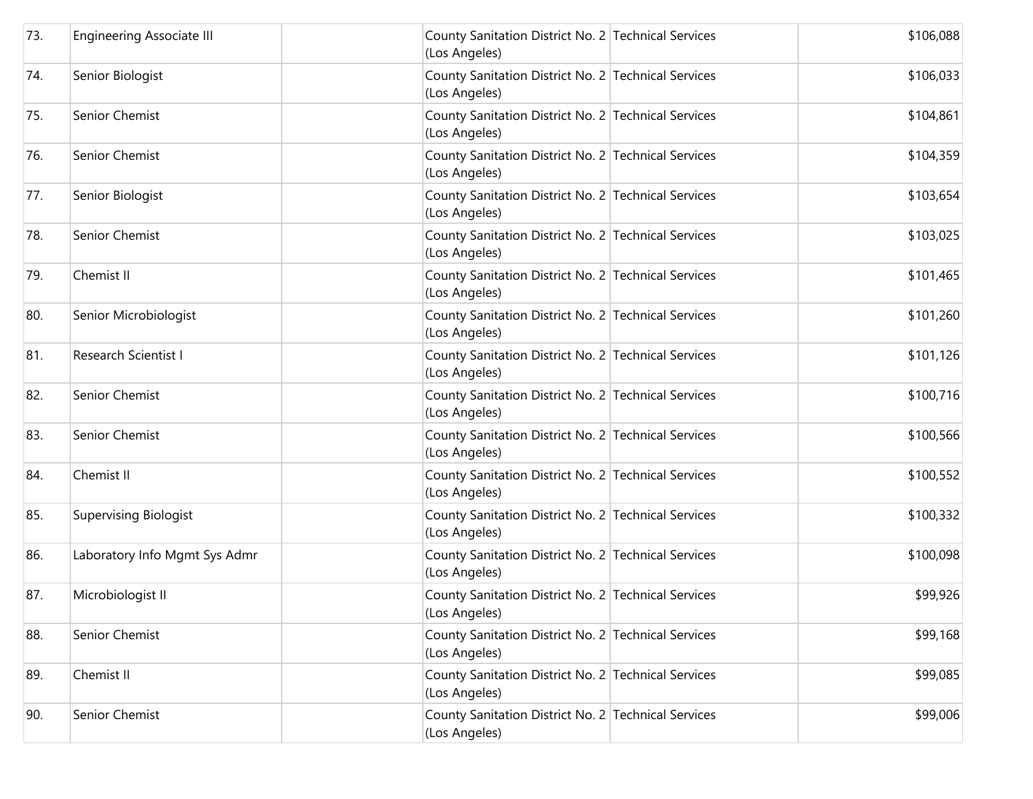| | | | | | |
|---|---|---|---|---|---|
| 73. | Engineering Associate III | | County Sanitation District No. 2 (Los Angeles) | Technical Services | $106,088 |
| 74. | Senior Biologist | | County Sanitation District No. 2 (Los Angeles) | Technical Services | $106,033 |
| 75. | Senior Chemist | | County Sanitation District No. 2 (Los Angeles) | Technical Services | $104,861 |
| 76. | Senior Chemist | | County Sanitation District No. 2 (Los Angeles) | Technical Services | $104,359 |
| 77. | Senior Biologist | | County Sanitation District No. 2 (Los Angeles) | Technical Services | $103,654 |
| 78. | Senior Chemist | | County Sanitation District No. 2 (Los Angeles) | Technical Services | $103,025 |
| 79. | Chemist II | | County Sanitation District No. 2 (Los Angeles) | Technical Services | $101,465 |
| 80. | Senior Microbiologist | | County Sanitation District No. 2 (Los Angeles) | Technical Services | $101,260 |
| 81. | Research Scientist I | | County Sanitation District No. 2 (Los Angeles) | Technical Services | $101,126 |
| 82. | Senior Chemist | | County Sanitation District No. 2 (Los Angeles) | Technical Services | $100,716 |
| 83. | Senior Chemist | | County Sanitation District No. 2 (Los Angeles) | Technical Services | $100,566 |
| 84. | Chemist II | | County Sanitation District No. 2 (Los Angeles) | Technical Services | $100,552 |
| 85. | Supervising Biologist | | County Sanitation District No. 2 (Los Angeles) | Technical Services | $100,332 |
| 86. | Laboratory Info Mgmt Sys Admr | | County Sanitation District No. 2 (Los Angeles) | Technical Services | $100,098 |
| 87. | Microbiologist II | | County Sanitation District No. 2 (Los Angeles) | Technical Services | $99,926 |
| 88. | Senior Chemist | | County Sanitation District No. 2 (Los Angeles) | Technical Services | $99,168 |
| 89. | Chemist II | | County Sanitation District No. 2 (Los Angeles) | Technical Services | $99,085 |
| 90. | Senior Chemist | | County Sanitation District No. 2 (Los Angeles) | Technical Services | $99,006 |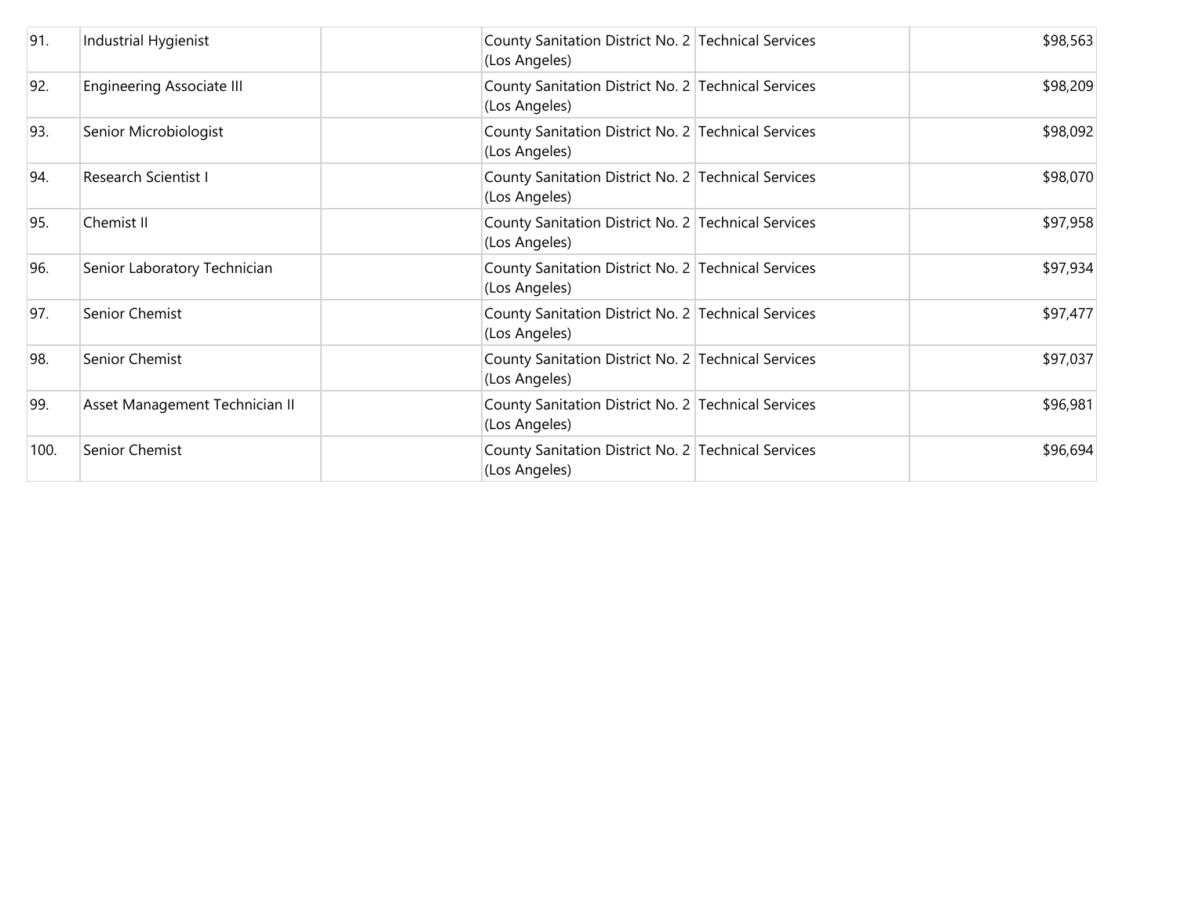| | | | | | |
|---|---|---|---|---|---|
| 91. | Industrial Hygienist | | County Sanitation District No. 2 (Los Angeles) | Technical Services | $98,563 |
| 92. | Engineering Associate III | | County Sanitation District No. 2 (Los Angeles) | Technical Services | $98,209 |
| 93. | Senior Microbiologist | | County Sanitation District No. 2 (Los Angeles) | Technical Services | $98,092 |
| 94. | Research Scientist I | | County Sanitation District No. 2 (Los Angeles) | Technical Services | $98,070 |
| 95. | Chemist II | | County Sanitation District No. 2 (Los Angeles) | Technical Services | $97,958 |
| 96. | Senior Laboratory Technician | | County Sanitation District No. 2 (Los Angeles) | Technical Services | $97,934 |
| 97. | Senior Chemist | | County Sanitation District No. 2 (Los Angeles) | Technical Services | $97,477 |
| 98. | Senior Chemist | | County Sanitation District No. 2 (Los Angeles) | Technical Services | $97,037 |
| 99. | Asset Management Technician II | | County Sanitation District No. 2 (Los Angeles) | Technical Services | $96,981 |
| 100. | Senior Chemist | | County Sanitation District No. 2 (Los Angeles) | Technical Services | $96,694 |